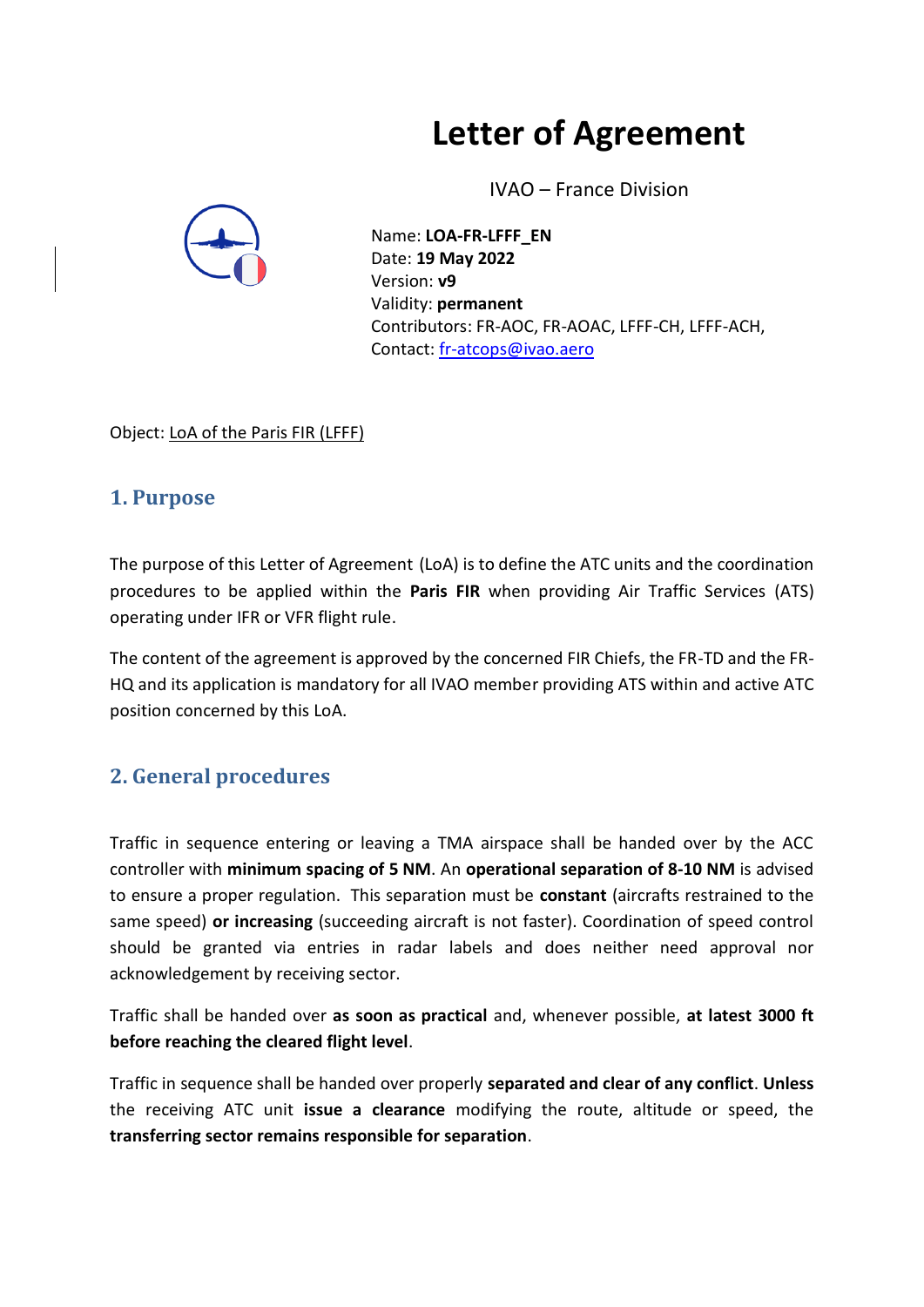# Letter of Agreement

IVAO – France Division

Name: **LOA-FR-LFFF_EN**
Date: **19 May 2022**
Version: **v9**
Validity: **permanent**
Contributors: FR-AOC, FR-AOAC, LFFF-CH, LFFF-ACH,
Contact: fr-atcops@ivao.aero

Object: LoA of the Paris FIR (LFFF)

## 1. Purpose

The purpose of this Letter of Agreement (LoA) is to define the ATC units and the coordination procedures to be applied within the **Paris FIR** when providing Air Traffic Services (ATS) operating under IFR or VFR flight rule.

The content of the agreement is approved by the concerned FIR Chiefs, the FR-TD and the FR-HQ and its application is mandatory for all IVAO member providing ATS within and active ATC position concerned by this LoA.

## 2. General procedures

Traffic in sequence entering or leaving a TMA airspace shall be handed over by the ACC controller with **minimum spacing of 5 NM**. An **operational separation of 8-10 NM** is advised to ensure a proper regulation. This separation must be **constant** (aircrafts restrained to the same speed) **or increasing** (succeeding aircraft is not faster). Coordination of speed control should be granted via entries in radar labels and does neither need approval nor acknowledgement by receiving sector.

Traffic shall be handed over **as soon as practical** and, whenever possible, **at latest 3000 ft before reaching the cleared flight level**.

Traffic in sequence shall be handed over properly **separated and clear of any conflict**. **Unless** the receiving ATC unit **issue a clearance** modifying the route, altitude or speed, the **transferring sector remains responsible for separation**.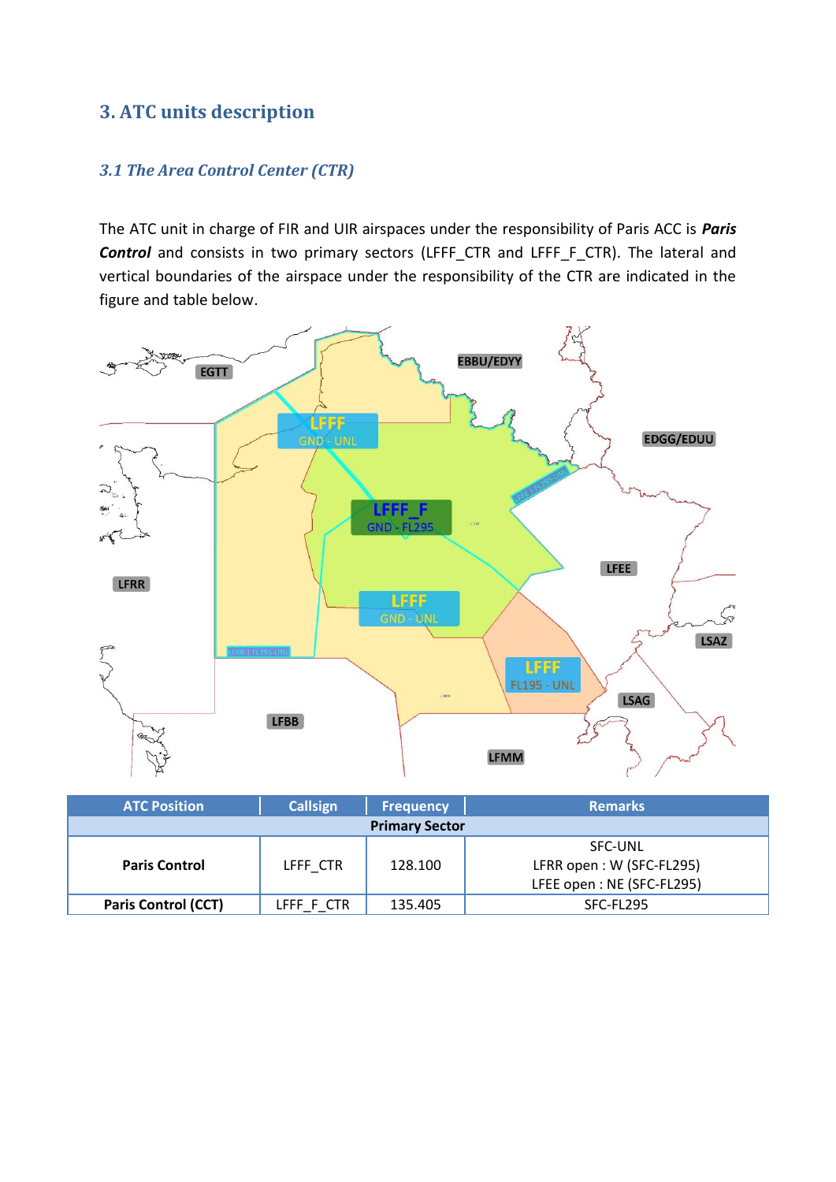## 3. ATC units description

### *3.1 The Area Control Center (CTR)*

The ATC unit in charge of FIR and UIR airspaces under the responsibility of Paris ACC is ***Paris Control*** and consists in two primary sectors (LFFF_CTR and LFFF_F_CTR). The lateral and vertical boundaries of the airspace under the responsibility of the CTR are indicated in the figure and table below.

| ATC Position | Callsign | Frequency | Remarks |
|---|---|---|---|
| **Primary Sector** | | | |
| **Paris Control** | LFFF_CTR | 128.100 | SFC-UNL<br>LFRR open : W (SFC-FL295)<br>LFEE open : NE (SFC-FL295) |
| **Paris Control (CCT)** | LFFF_F_CTR | 135.405 | SFC-FL295 |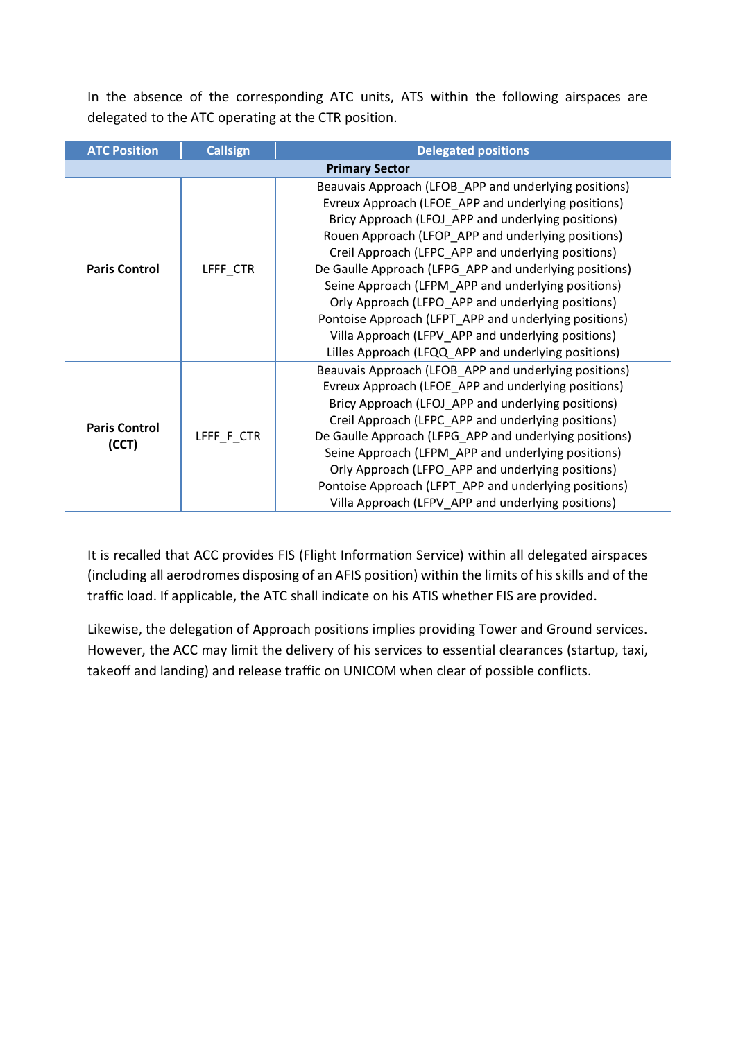In the absence of the corresponding ATC units, ATS within the following airspaces are delegated to the ATC operating at the CTR position.

| ATC Position | Callsign | Delegated positions |
|---|---|---|
| **Primary Sector** | | |
| **Paris Control** | LFFF_CTR | Beauvais Approach (LFOB_APP and underlying positions)<br>Evreux Approach (LFOE_APP and underlying positions)<br>Bricy Approach (LFOJ_APP and underlying positions)<br>Rouen Approach (LFOP_APP and underlying positions)<br>Creil Approach (LFPC_APP and underlying positions)<br>De Gaulle Approach (LFPG_APP and underlying positions)<br>Seine Approach (LFPM_APP and underlying positions)<br>Orly Approach (LFPO_APP and underlying positions)<br>Pontoise Approach (LFPT_APP and underlying positions)<br>Villa Approach (LFPV_APP and underlying positions)<br>Lilles Approach (LFQQ_APP and underlying positions) |
| **Paris Control (CCT)** | LFFF_F_CTR | Beauvais Approach (LFOB_APP and underlying positions)<br>Evreux Approach (LFOE_APP and underlying positions)<br>Bricy Approach (LFOJ_APP and underlying positions)<br>Creil Approach (LFPC_APP and underlying positions)<br>De Gaulle Approach (LFPG_APP and underlying positions)<br>Seine Approach (LFPM_APP and underlying positions)<br>Orly Approach (LFPO_APP and underlying positions)<br>Pontoise Approach (LFPT_APP and underlying positions)<br>Villa Approach (LFPV_APP and underlying positions) |

It is recalled that ACC provides FIS (Flight Information Service) within all delegated airspaces (including all aerodromes disposing of an AFIS position) within the limits of his skills and of the traffic load. If applicable, the ATC shall indicate on his ATIS whether FIS are provided.

Likewise, the delegation of Approach positions implies providing Tower and Ground services. However, the ACC may limit the delivery of his services to essential clearances (startup, taxi, takeoff and landing) and release traffic on UNICOM when clear of possible conflicts.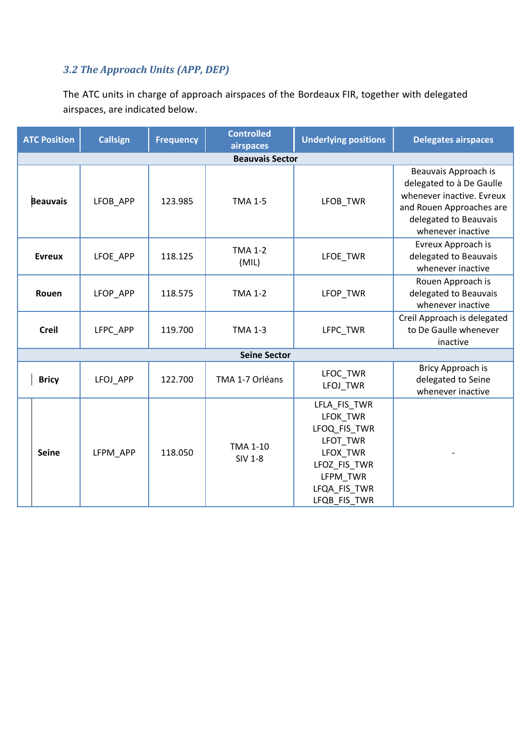### *3.2 The Approach Units (APP, DEP)*

The ATC units in charge of approach airspaces of the Bordeaux FIR, together with delegated airspaces, are indicated below.

| ATC Position | Callsign | Frequency | Controlled airspaces | Underlying positions | Delegates airspaces |
|---|---|---|---|---|---|
| **Beauvais Sector** | | | | | |
| **Beauvais** | LFOB_APP | 123.985 | TMA 1-5 | LFOB_TWR | Beauvais Approach is delegated to à De Gaulle whenever inactive. Evreux and Rouen Approaches are delegated to Beauvais whenever inactive |
| **Evreux** | LFOE_APP | 118.125 | TMA 1-2 (MIL) | LFOE_TWR | Evreux Approach is delegated to Beauvais whenever inactive |
| **Rouen** | LFOP_APP | 118.575 | TMA 1-2 | LFOP_TWR | Rouen Approach is delegated to Beauvais whenever inactive |
| **Creil** | LFPC_APP | 119.700 | TMA 1-3 | LFPC_TWR | Creil Approach is delegated to De Gaulle whenever inactive |
| **Seine Sector** | | | | | |
| **Bricy** | LFOJ_APP | 122.700 | TMA 1-7 Orléans | LFOC_TWR<br>LFOJ_TWR | Bricy Approach is delegated to Seine whenever inactive |
| **Seine** | LFPM_APP | 118.050 | TMA 1-10<br>SIV 1-8 | LFLA_FIS_TWR<br>LFOK_TWR<br>LFOQ_FIS_TWR<br>LFOT_TWR<br>LFOX_TWR<br>LFOZ_FIS_TWR<br>LFPM_TWR<br>LFQA_FIS_TWR<br>LFQB_FIS_TWR | - |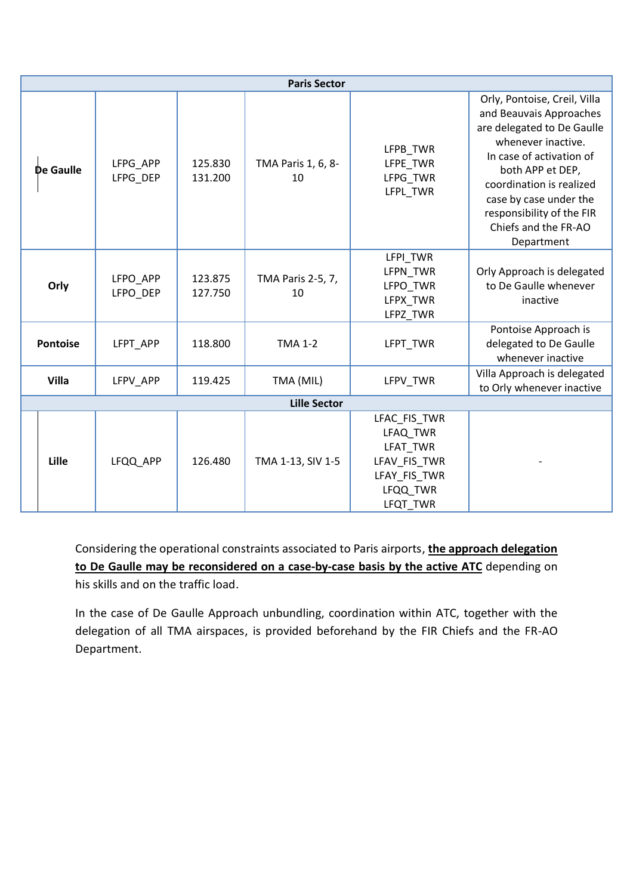| Paris Sector | | | | | |
|---|---|---|---|---|---|
| **De Gaulle** | LFPG_APP<br>LFPG_DEP | 125.830<br>131.200 | TMA Paris 1, 6, 8-10 | LFPB_TWR<br>LFPE_TWR<br>LFPG_TWR<br>LFPL_TWR | Orly, Pontoise, Creil, Villa and Beauvais Approaches are delegated to De Gaulle whenever inactive.<br>In case of activation of both APP et DEP, coordination is realized case by case under the responsibility of the FIR Chiefs and the FR-AO Department |
| **Orly** | LFPO_APP<br>LFPO_DEP | 123.875<br>127.750 | TMA Paris 2-5, 7, 10 | LFPI_TWR<br>LFPN_TWR<br>LFPO_TWR<br>LFPX_TWR<br>LFPZ_TWR | Orly Approach is delegated to De Gaulle whenever inactive |
| **Pontoise** | LFPT_APP | 118.800 | TMA 1-2 | LFPT_TWR | Pontoise Approach is delegated to De Gaulle whenever inactive |
| **Villa** | LFPV_APP | 119.425 | TMA (MIL) | LFPV_TWR | Villa Approach is delegated to Orly whenever inactive |
| **Lille Sector** | | | | | |
| **Lille** | LFQQ_APP | 126.480 | TMA 1-13, SIV 1-5 | LFAC_FIS_TWR<br>LFAQ_TWR<br>LFAT_TWR<br>LFAV_FIS_TWR<br>LFAY_FIS_TWR<br>LFQQ_TWR<br>LFQT_TWR | - |

Considering the operational constraints associated to Paris airports, **<u>the approach delegation to De Gaulle may be reconsidered on a case-by-case basis by the active ATC</u>** depending on his skills and on the traffic load.

In the case of De Gaulle Approach unbundling, coordination within ATC, together with the delegation of all TMA airspaces, is provided beforehand by the FIR Chiefs and the FR-AO Department.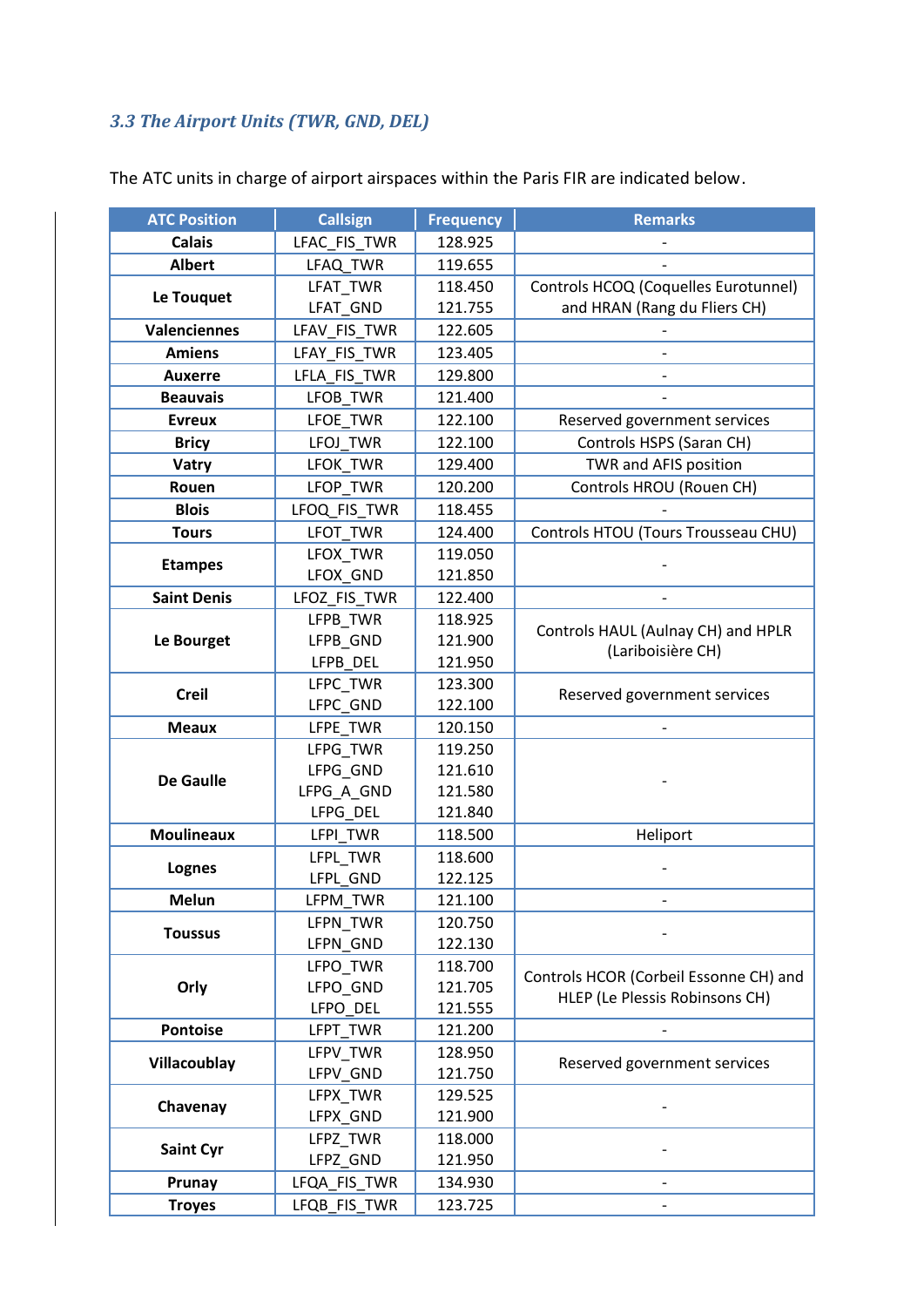### *3.3 The Airport Units (TWR, GND, DEL)*

The ATC units in charge of airport airspaces within the Paris FIR are indicated below.

| ATC Position | Callsign | Frequency | Remarks |
|---|---|---|---|
| **Calais** | LFAC_FIS_TWR | 128.925 | - |
| **Albert** | LFAQ_TWR | 119.655 | - |
| **Le Touquet** | LFAT_TWR<br>LFAT_GND | 118.450<br>121.755 | Controls HCOQ (Coquelles Eurotunnel) and HRAN (Rang du Fliers CH) |
| **Valenciennes** | LFAV_FIS_TWR | 122.605 | - |
| **Amiens** | LFAY_FIS_TWR | 123.405 | - |
| **Auxerre** | LFLA_FIS_TWR | 129.800 | - |
| **Beauvais** | LFOB_TWR | 121.400 | - |
| **Evreux** | LFOE_TWR | 122.100 | Reserved government services |
| **Bricy** | LFOJ_TWR | 122.100 | Controls HSPS (Saran CH) |
| **Vatry** | LFOK_TWR | 129.400 | TWR and AFIS position |
| **Rouen** | LFOP_TWR | 120.200 | Controls HROU (Rouen CH) |
| **Blois** | LFOQ_FIS_TWR | 118.455 | - |
| **Tours** | LFOT_TWR | 124.400 | Controls HTOU (Tours Trousseau CHU) |
| **Etampes** | LFOX_TWR<br>LFOX_GND | 119.050<br>121.850 | - |
| **Saint Denis** | LFOZ_FIS_TWR | 122.400 | - |
| **Le Bourget** | LFPB_TWR<br>LFPB_GND<br>LFPB_DEL | 118.925<br>121.900<br>121.950 | Controls HAUL (Aulnay CH) and HPLR (Lariboisière CH) |
| **Creil** | LFPC_TWR<br>LFPC_GND | 123.300<br>122.100 | Reserved government services |
| **Meaux** | LFPE_TWR | 120.150 | - |
| **De Gaulle** | LFPG_TWR<br>LFPG_GND<br>LFPG_A_GND<br>LFPG_DEL | 119.250<br>121.610<br>121.580<br>121.840 | - |
| **Moulineaux** | LFPI_TWR | 118.500 | Heliport |
| **Lognes** | LFPL_TWR<br>LFPL_GND | 118.600<br>122.125 | - |
| **Melun** | LFPM_TWR | 121.100 | - |
| **Toussus** | LFPN_TWR<br>LFPN_GND | 120.750<br>122.130 | - |
| **Orly** | LFPO_TWR<br>LFPO_GND<br>LFPO_DEL | 118.700<br>121.705<br>121.555 | Controls HCOR (Corbeil Essonne CH) and HLEP (Le Plessis Robinsons CH) |
| **Pontoise** | LFPT_TWR | 121.200 | - |
| **Villacoublay** | LFPV_TWR<br>LFPV_GND | 128.950<br>121.750 | Reserved government services |
| **Chavenay** | LFPX_TWR<br>LFPX_GND | 129.525<br>121.900 | - |
| **Saint Cyr** | LFPZ_TWR<br>LFPZ_GND | 118.000<br>121.950 | - |
| **Prunay** | LFQA_FIS_TWR | 134.930 | - |
| **Troyes** | LFQB_FIS_TWR | 123.725 | - |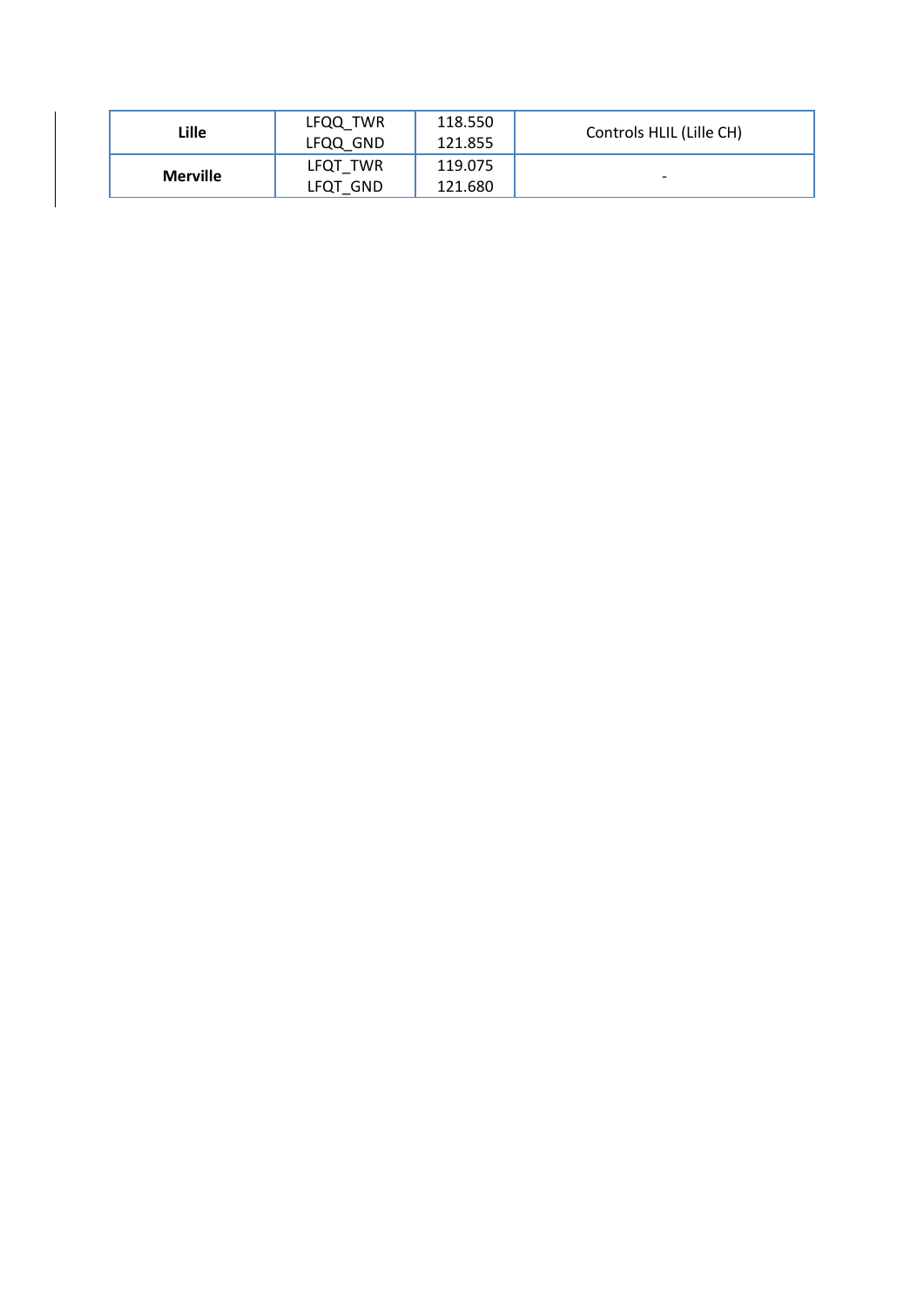| **Lille** | LFQQ_TWR<br>LFQQ_GND | 118.550<br>121.855 | Controls HLIL (Lille CH) |
|---|---|---|---|
| **Merville** | LFQT_TWR<br>LFQT_GND | 119.075<br>121.680 | - |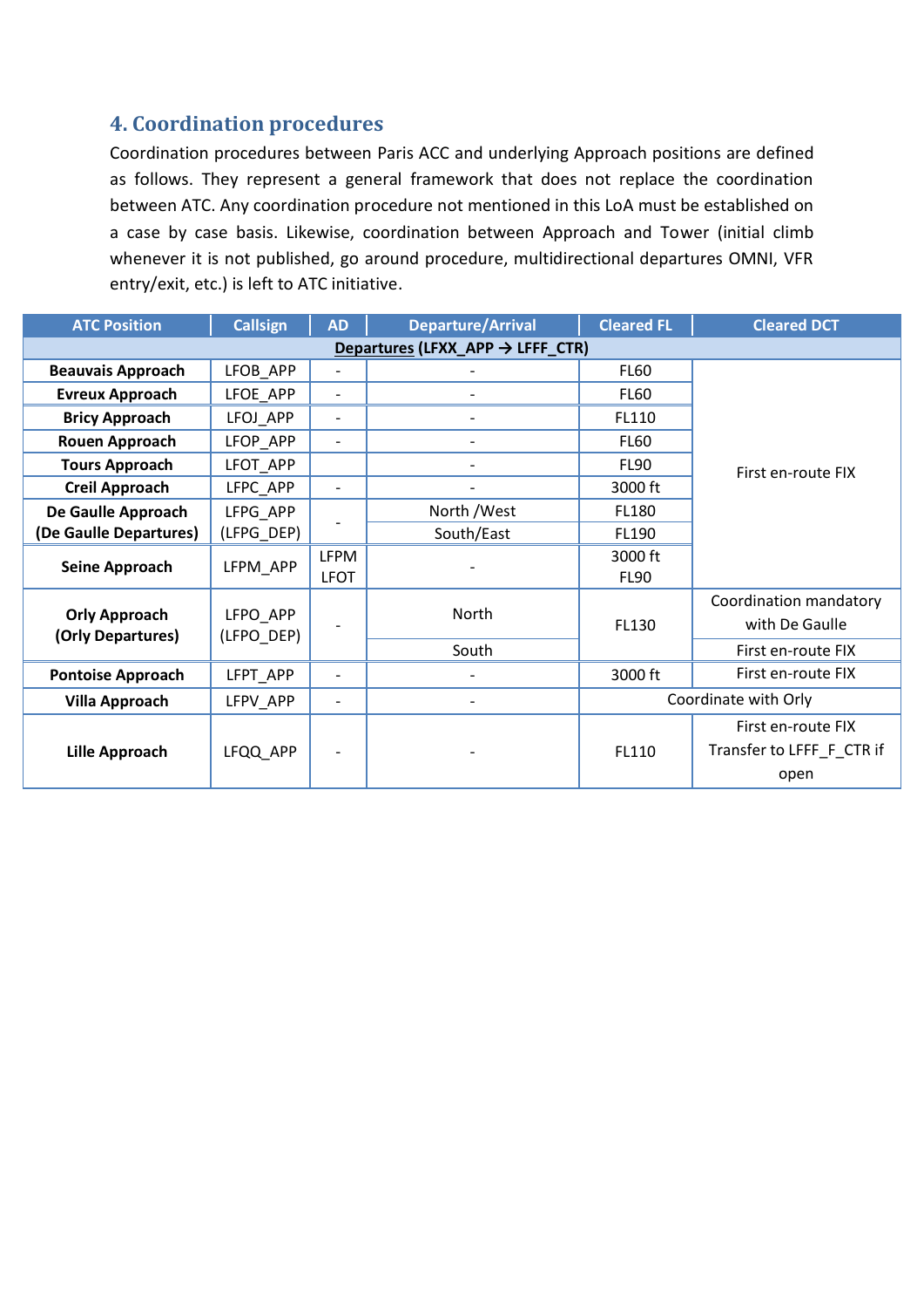## 4. Coordination procedures

Coordination procedures between Paris ACC and underlying Approach positions are defined as follows. They represent a general framework that does not replace the coordination between ATC. Any coordination procedure not mentioned in this LoA must be established on a case by case basis. Likewise, coordination between Approach and Tower (initial climb whenever it is not published, go around procedure, multidirectional departures OMNI, VFR entry/exit, etc.) is left to ATC initiative.

| ATC Position | Callsign | AD | Departure/Arrival | Cleared FL | Cleared DCT |
|---|---|---|---|---|---|
| **Departures (LFXX_APP → LFFF_CTR)** | | | | | |
| **Beauvais Approach** | LFOB_APP | - | - | FL60 | First en-route FIX |
| **Evreux Approach** | LFOE_APP | - | - | FL60 | First en-route FIX |
| **Bricy Approach** | LFOJ_APP | - | - | FL110 | First en-route FIX |
| **Rouen Approach** | LFOP_APP | - | - | FL60 | First en-route FIX |
| **Tours Approach** | LFOT_APP | | - | FL90 | First en-route FIX |
| **Creil Approach** | LFPC_APP | - | - | 3000 ft | First en-route FIX |
| **De Gaulle Approach (De Gaulle Departures)** | LFPG_APP (LFPG_DEP) | - | North /West | FL180 | First en-route FIX |
| | | | South/East | FL190 | First en-route FIX |
| **Seine Approach** | LFPM_APP | LFPM | - | 3000 ft | First en-route FIX |
| | | LFOT | | FL90 | First en-route FIX |
| **Orly Approach (Orly Departures)** | LFPO_APP (LFPO_DEP) | - | North | FL130 | Coordination mandatory with De Gaulle |
| | | | South | FL130 | First en-route FIX |
| **Pontoise Approach** | LFPT_APP | - | - | 3000 ft | First en-route FIX |
| **Villa Approach** | LFPV_APP | - | - | Coordinate with Orly | |
| **Lille Approach** | LFQQ_APP | - | - | FL110 | First en-route FIX<br>Transfer to LFFF_F_CTR if open |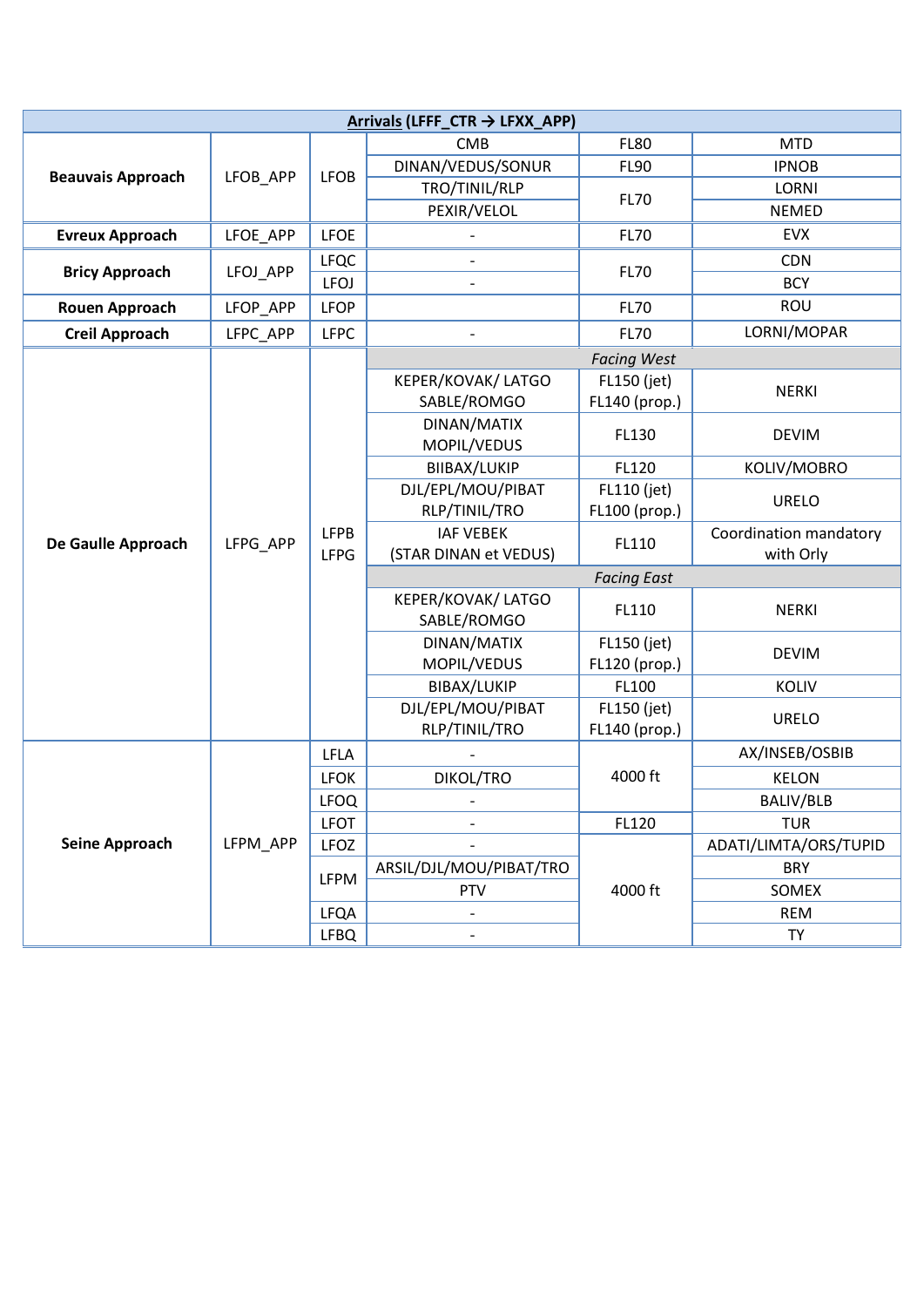| **Arrivals (LFFF_CTR → LFXX_APP)** | | | | | |
|---|---|---|---|---|---|
| **Beauvais Approach** | LFOB_APP | LFOB | CMB | FL80 | MTD |
| | | | DINAN/VEDUS/SONUR | FL90 | IPNOB |
| | | | TRO/TINIL/RLP | FL70 | LORNI |
| | | | PEXIR/VELOL | | NEMED |
| **Evreux Approach** | LFOE_APP | LFOE | - | FL70 | EVX |
| **Bricy Approach** | LFOJ_APP | LFQC | - | FL70 | CDN |
| | | LFOJ | - | | BCY |
| **Rouen Approach** | LFOP_APP | LFOP | | FL70 | ROU |
| **Creil Approach** | LFPC_APP | LFPC | - | FL70 | LORNI/MOPAR |
| **De Gaulle Approach** | LFPG_APP | LFPB LFPG | *Facing West* | | |
| | | | KEPER/KOVAK/ LATGO SABLE/ROMGO | FL150 (jet) FL140 (prop.) | NERKI |
| | | | DINAN/MATIX MOPIL/VEDUS | FL130 | DEVIM |
| | | | BIIBAX/LUKIP | FL120 | KOLIV/MOBRO |
| | | | DJL/EPL/MOU/PIBAT RLP/TINIL/TRO | FL110 (jet) FL100 (prop.) | URELO |
| | | | IAF VEBEK (STAR DINAN et VEDUS) | FL110 | Coordination mandatory with Orly |
| | | | *Facing East* | | |
| | | | KEPER/KOVAK/ LATGO SABLE/ROMGO | FL110 | NERKI |
| | | | DINAN/MATIX MOPIL/VEDUS | FL150 (jet) FL120 (prop.) | DEVIM |
| | | | BIBAX/LUKIP | FL100 | KOLIV |
| | | | DJL/EPL/MOU/PIBAT RLP/TINIL/TRO | FL150 (jet) FL140 (prop.) | URELO |
| **Seine Approach** | LFPM_APP | LFLA | - | 4000 ft | AX/INSEB/OSBIB |
| | | LFOK | DIKOL/TRO | | KELON |
| | | LFOQ | - | | BALIV/BLB |
| | | LFOT | - | FL120 | TUR |
| | | LFOZ | - | 4000 ft | ADATI/LIMTA/ORS/TUPID |
| | | LFPM | ARSIL/DJL/MOU/PIBAT/TRO | | BRY |
| | | | PTV | | SOMEX |
| | | LFQA | - | | REM |
| | | LFBQ | - | | TY |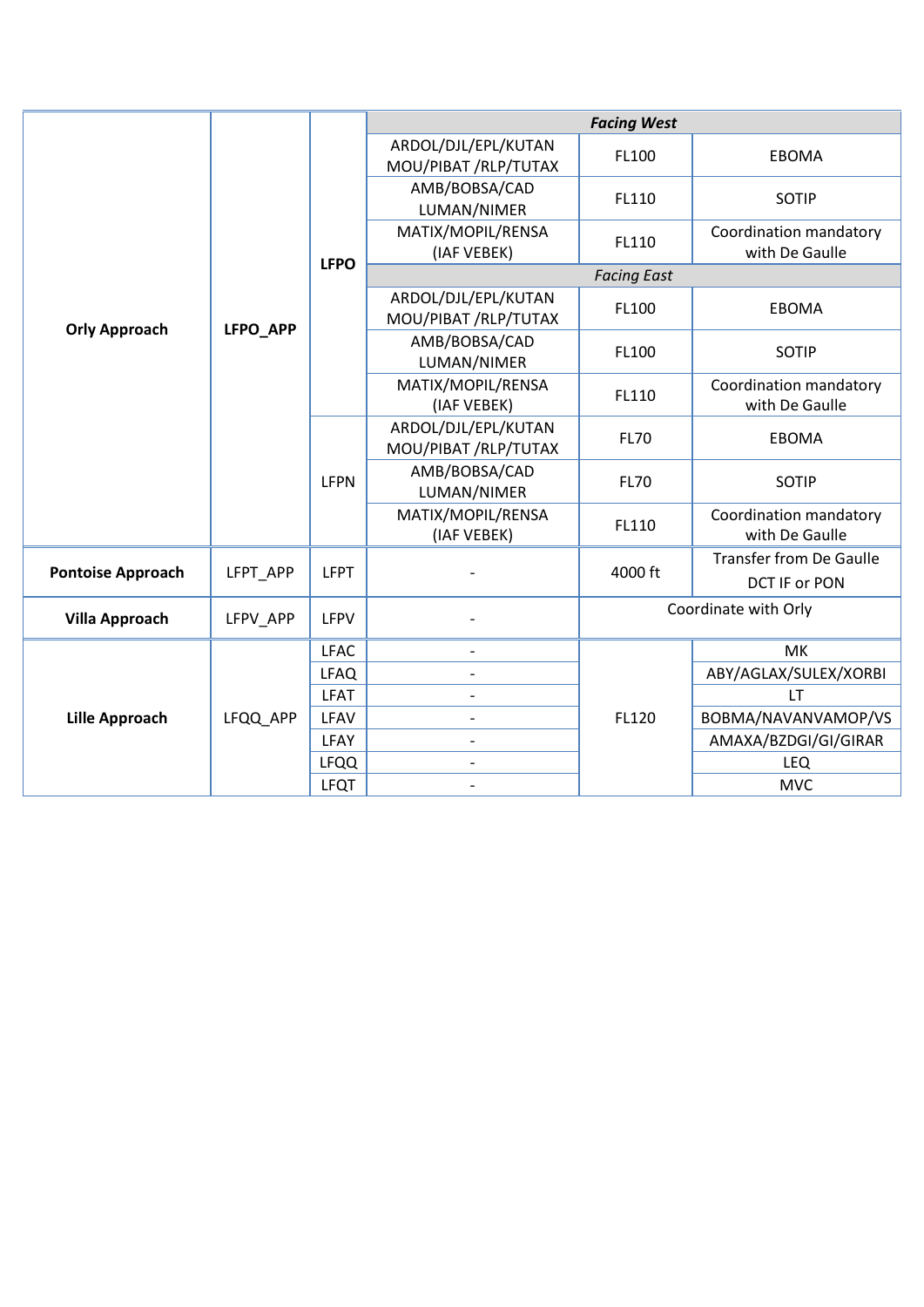| | | | | | |
|---|---|---|---|---|---|
| **Orly Approach** | **LFPO_APP** | **LFPO** | ***Facing West*** | | |
| | | | ARDOL/DJL/EPL/KUTAN MOU/PIBAT /RLP/TUTAX | FL100 | EBOMA |
| | | | AMB/BOBSA/CAD LUMAN/NIMER | FL110 | SOTIP |
| | | | MATIX/MOPIL/RENSA (IAF VEBEK) | FL110 | Coordination mandatory with De Gaulle |
| | | | *Facing East* | | |
| | | | ARDOL/DJL/EPL/KUTAN MOU/PIBAT /RLP/TUTAX | FL100 | EBOMA |
| | | | AMB/BOBSA/CAD LUMAN/NIMER | FL100 | SOTIP |
| | | | MATIX/MOPIL/RENSA (IAF VEBEK) | FL110 | Coordination mandatory with De Gaulle |
| | | LFPN | ARDOL/DJL/EPL/KUTAN MOU/PIBAT /RLP/TUTAX | FL70 | EBOMA |
| | | | AMB/BOBSA/CAD LUMAN/NIMER | FL70 | SOTIP |
| | | | MATIX/MOPIL/RENSA (IAF VEBEK) | FL110 | Coordination mandatory with De Gaulle |
| **Pontoise Approach** | LFPT_APP | LFPT | - | 4000 ft | Transfer from De Gaulle DCT IF or PON |
| **Villa Approach** | LFPV_APP | LFPV | - | Coordinate with Orly | |
| **Lille Approach** | LFQQ_APP | LFAC | - | FL120 | MK |
| | | LFAQ | - | | ABY/AGLAX/SULEX/XORBI |
| | | LFAT | - | | LT |
| | | LFAV | - | | BOBMA/NAVANVAMOP/VS |
| | | LFAY | - | | AMAXA/BZDGI/GI/GIRAR |
| | | LFQQ | - | | LEQ |
| | | LFQT | - | | MVC |